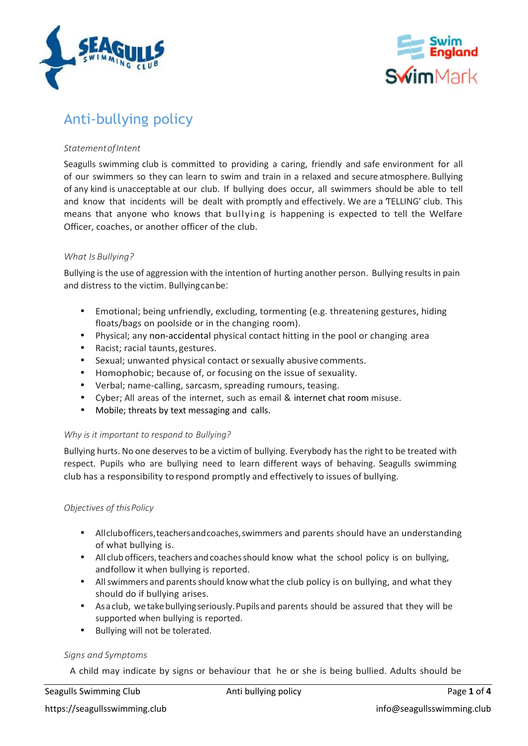# Anti-bullying policy

*Statement of Intent*

Seagulls swimming club is committed to providing a caring, friendly and safe environment for all of our swimmers so they can learn to swim and train in a relaxed and secure atmosphere. Bullying of any kind is unacceptable at our club. If bullying does occur, all swimmers should be able to tell and know that incidents will be dealt with promptly and effectively. We are a 'TELLING' club. This means that anyone who knows that bullying is happening is expected to tell the Welfare Officer, coaches, or another officer of the club.

*What Is Bullying?*

Bullying is the use of aggression with the intention of hurting another person. Bullying results in pain and distress to the victim. Bullying can be:

- Emotional; being unfriendly, excluding, tormenting (e.g. threatening gestures, hiding floats/bags on poolside or in the changing room).
- Physical; any non-accidental physical contact hitting in the pool or changing area
- Racist; racial taunts, gestures.
- Sexual; unwanted physical contact or sexually abusive comments.
- Homophobic; because of, or focusing on the issue of sexuality.
- Verbal; name-calling, sarcasm, spreading rumours, teasing.
- Cyber; All areas of the internet, such as email & internet chat room misuse.
- Mobile; threats by text messaging and calls.

*Why is it important to respond to Bullying?*

Bullying hurts. No one deserves to be a victim of bullying. Everybody has the right to be treated with respect. Pupils who are bullying need to learn different ways of behaving. Seagulls swimming club has a responsibility to respond promptly and effectively to issues of bullying.

*Objectives of this Policy*

- All club officers, teachers and coaches, swimmers and parents should have an understanding of what bullying is.
- All club officers, teachers and coaches should know what the school policy is on bullying, and follow it when bullying is reported.
- All swimmers and parents should know what the club policy is on bullying, and what they should do if bullying arises.
- As a club, we take bullying seriously. Pupils and parents should be assured that they will be supported when bullying is reported.
- Bullying will not be tolerated.

*Signs and Symptoms*

A child may indicate by signs or behaviour that he or she is being bullied. Adults should be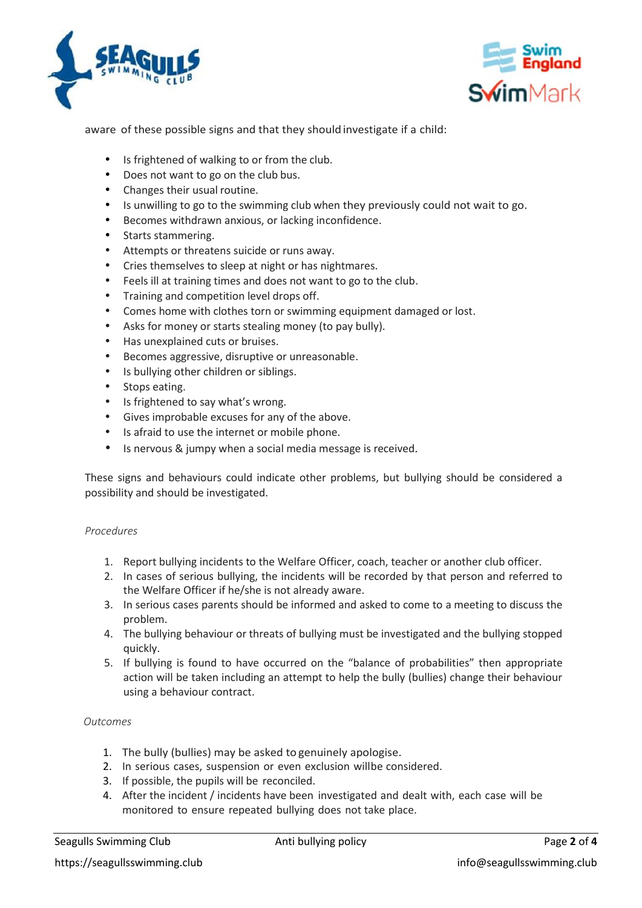aware of these possible signs and that they should investigate if a child:

- Is frightened of walking to or from the club.
- Does not want to go on the club bus.
- Changes their usual routine.
- Is unwilling to go to the swimming club when they previously could not wait to go.
- Becomes withdrawn anxious, or lacking inconfidence.
- Starts stammering.
- Attempts or threatens suicide or runs away.
- Cries themselves to sleep at night or has nightmares.
- Feels ill at training times and does not want to go to the club.
- Training and competition level drops off.
- Comes home with clothes torn or swimming equipment damaged or lost.
- Asks for money or starts stealing money (to pay bully).
- Has unexplained cuts or bruises.
- Becomes aggressive, disruptive or unreasonable.
- Is bullying other children or siblings.
- Stops eating.
- Is frightened to say what's wrong.
- Gives improbable excuses for any of the above.
- Is afraid to use the internet or mobile phone.
- Is nervous & jumpy when a social media message is received.

These signs and behaviours could indicate other problems, but bullying should be considered a possibility and should be investigated.

*Procedures*

1. Report bullying incidents to the Welfare Officer, coach, teacher or another club officer.
2. In cases of serious bullying, the incidents will be recorded by that person and referred to the Welfare Officer if he/she is not already aware.
3. In serious cases parents should be informed and asked to come to a meeting to discuss the problem.
4. The bullying behaviour or threats of bullying must be investigated and the bullying stopped quickly.
5. If bullying is found to have occurred on the "balance of probabilities" then appropriate action will be taken including an attempt to help the bully (bullies) change their behaviour using a behaviour contract.

*Outcomes*

1. The bully (bullies) may be asked to genuinely apologise.
2. In serious cases, suspension or even exclusion willbe considered.
3. If possible, the pupils will be reconciled.
4. After the incident / incidents have been investigated and dealt with, each case will be monitored to ensure repeated bullying does not take place.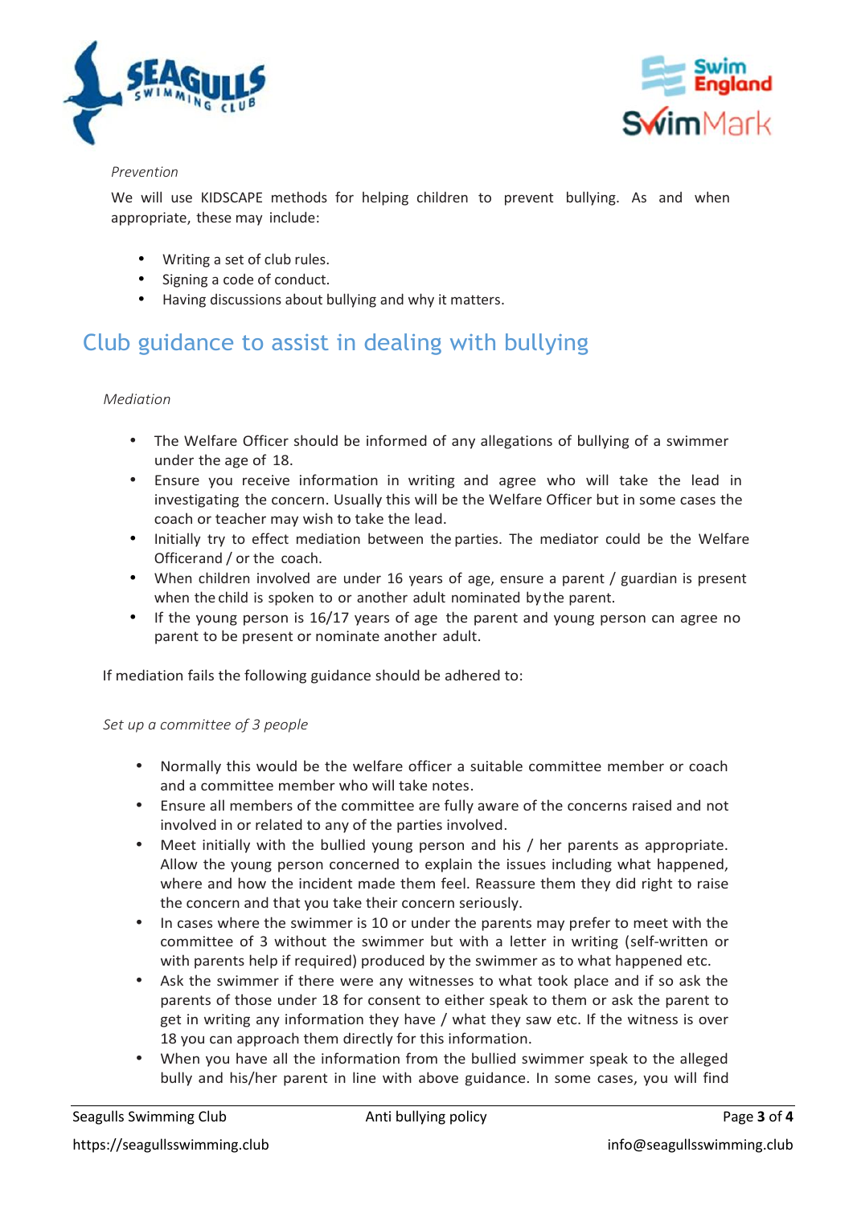*Prevention*

We will use KIDSCAPE methods for helping children to prevent bullying. As and when appropriate, these may include:

- Writing a set of club rules.
- Signing a code of conduct.
- Having discussions about bullying and why it matters.

## Club guidance to assist in dealing with bullying

*Mediation*

- The Welfare Officer should be informed of any allegations of bullying of a swimmer under the age of 18.
- Ensure you receive information in writing and agree who will take the lead in investigating the concern. Usually this will be the Welfare Officer but in some cases the coach or teacher may wish to take the lead.
- Initially try to effect mediation between the parties. The mediator could be the Welfare Officerand / or the coach.
- When children involved are under 16 years of age, ensure a parent / guardian is present when the child is spoken to or another adult nominated by the parent.
- If the young person is 16/17 years of age the parent and young person can agree no parent to be present or nominate another adult.

If mediation fails the following guidance should be adhered to:

*Set up a committee of 3 people*

- Normally this would be the welfare officer a suitable committee member or coach and a committee member who will take notes.
- Ensure all members of the committee are fully aware of the concerns raised and not involved in or related to any of the parties involved.
- Meet initially with the bullied young person and his / her parents as appropriate. Allow the young person concerned to explain the issues including what happened, where and how the incident made them feel. Reassure them they did right to raise the concern and that you take their concern seriously.
- In cases where the swimmer is 10 or under the parents may prefer to meet with the committee of 3 without the swimmer but with a letter in writing (self-written or with parents help if required) produced by the swimmer as to what happened etc.
- Ask the swimmer if there were any witnesses to what took place and if so ask the parents of those under 18 for consent to either speak to them or ask the parent to get in writing any information they have / what they saw etc. If the witness is over 18 you can approach them directly for this information.
- When you have all the information from the bullied swimmer speak to the alleged bully and his/her parent in line with above guidance. In some cases, you will find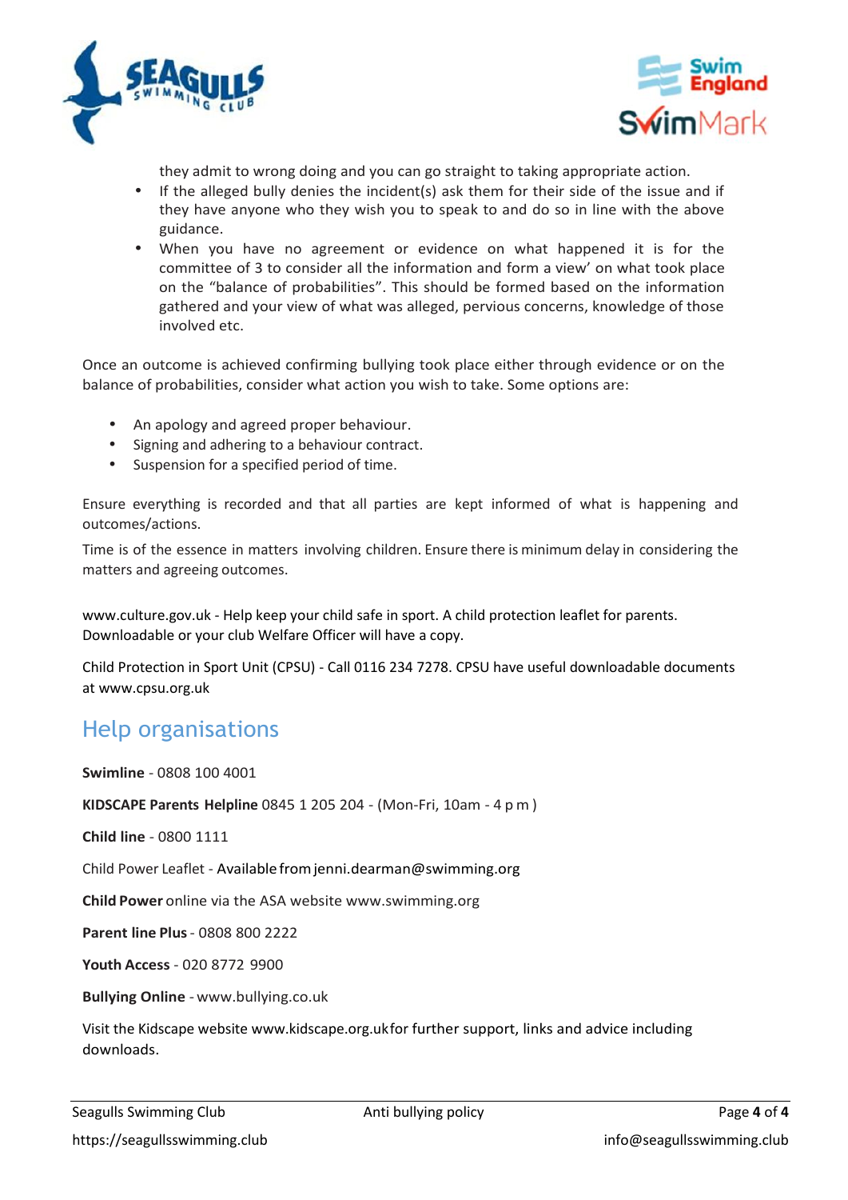they admit to wrong doing and you can go straight to taking appropriate action.

- If the alleged bully denies the incident(s) ask them for their side of the issue and if they have anyone who they wish you to speak to and do so in line with the above guidance.
- When you have no agreement or evidence on what happened it is for the committee of 3 to consider all the information and form a view' on what took place on the "balance of probabilities". This should be formed based on the information gathered and your view of what was alleged, pervious concerns, knowledge of those involved etc.

Once an outcome is achieved confirming bullying took place either through evidence or on the balance of probabilities, consider what action you wish to take. Some options are:

- An apology and agreed proper behaviour.
- Signing and adhering to a behaviour contract.
- Suspension for a specified period of time.

Ensure everything is recorded and that all parties are kept informed of what is happening and outcomes/actions.

Time is of the essence in matters involving children. Ensure there is minimum delay in considering the matters and agreeing outcomes.

www.culture.gov.uk - Help keep your child safe in sport. A child protection leaflet for parents. Downloadable or your club Welfare Officer will have a copy.

Child Protection in Sport Unit (CPSU) - Call 0116 234 7278. CPSU have useful downloadable documents at www.cpsu.org.uk

## Help organisations

**Swimline** - 0808 100 4001

**KIDSCAPE Parents Helpline** 0845 1 205 204 - (Mon-Fri, 10am - 4 p m )

**Child line** - 0800 1111

Child Power Leaflet - Available from jenni.dearman@swimming.org

**Child Power** online via the ASA website www.swimming.org

**Parent line Plus** - 0808 800 2222

**Youth Access** - 020 8772 9900

**Bullying Online** - www.bullying.co.uk

Visit the Kidscape website www.kidscape.org.ukfor further support, links and advice including downloads.